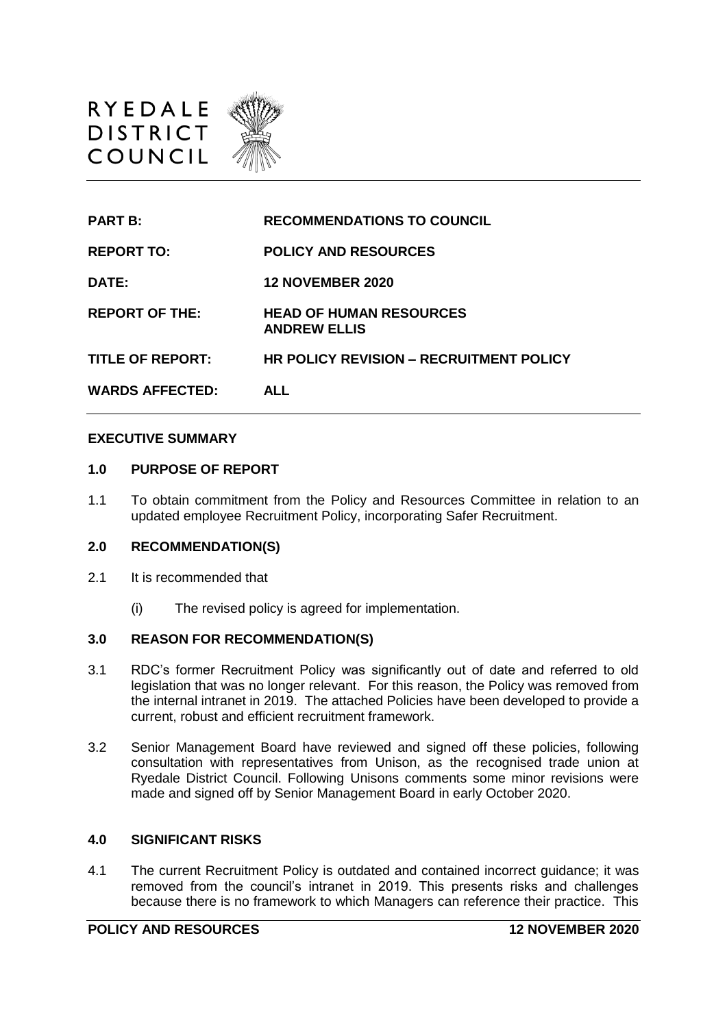RYEDALE DISTRICT COUNCIL

| | |
|---|---|
| **PART B:** | **RECOMMENDATIONS TO COUNCIL** |
| **REPORT TO:** | **POLICY AND RESOURCES** |
| **DATE:** | **12 NOVEMBER 2020** |
| **REPORT OF THE:** | **HEAD OF HUMAN RESOURCES ANDREW ELLIS** |
| **TITLE OF REPORT:** | **HR POLICY REVISION – RECRUITMENT POLICY** |
| **WARDS AFFECTED:** | **ALL** |

**EXECUTIVE SUMMARY**

## 1.0 PURPOSE OF REPORT

1.1 To obtain commitment from the Policy and Resources Committee in relation to an updated employee Recruitment Policy, incorporating Safer Recruitment.

## 2.0 RECOMMENDATION(S)

2.1 It is recommended that

(i) The revised policy is agreed for implementation.

## 3.0 REASON FOR RECOMMENDATION(S)

3.1 RDC's former Recruitment Policy was significantly out of date and referred to old legislation that was no longer relevant. For this reason, the Policy was removed from the internal intranet in 2019. The attached Policies have been developed to provide a current, robust and efficient recruitment framework.

3.2 Senior Management Board have reviewed and signed off these policies, following consultation with representatives from Unison, as the recognised trade union at Ryedale District Council. Following Unisons comments some minor revisions were made and signed off by Senior Management Board in early October 2020.

## 4.0 SIGNIFICANT RISKS

4.1 The current Recruitment Policy is outdated and contained incorrect guidance; it was removed from the council's intranet in 2019. This presents risks and challenges because there is no framework to which Managers can reference their practice. This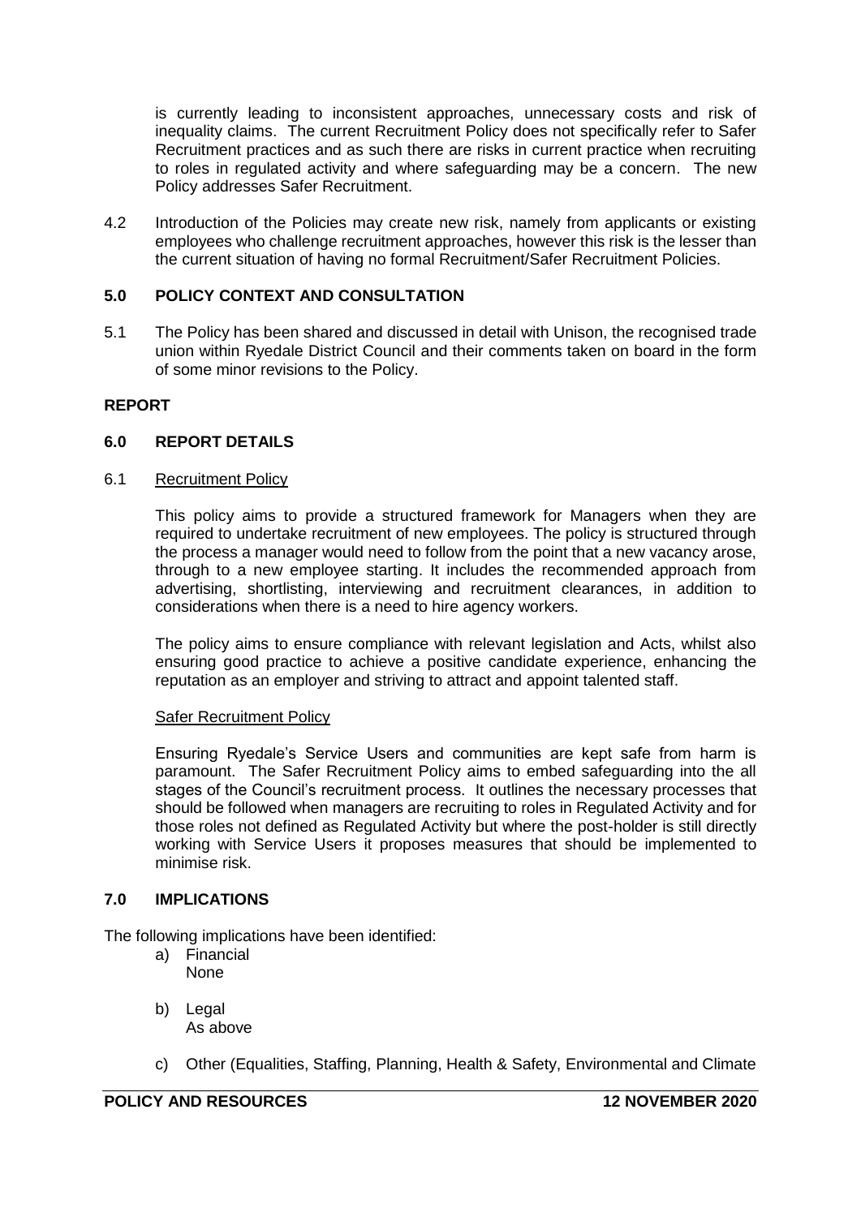is currently leading to inconsistent approaches, unnecessary costs and risk of inequality claims. The current Recruitment Policy does not specifically refer to Safer Recruitment practices and as such there are risks in current practice when recruiting to roles in regulated activity and where safeguarding may be a concern. The new Policy addresses Safer Recruitment.

4.2 Introduction of the Policies may create new risk, namely from applicants or existing employees who challenge recruitment approaches, however this risk is the lesser than the current situation of having no formal Recruitment/Safer Recruitment Policies.

## 5.0 POLICY CONTEXT AND CONSULTATION

5.1 The Policy has been shared and discussed in detail with Unison, the recognised trade union within Ryedale District Council and their comments taken on board in the form of some minor revisions to the Policy.

## REPORT

## 6.0 REPORT DETAILS

6.1 Recruitment Policy

This policy aims to provide a structured framework for Managers when they are required to undertake recruitment of new employees. The policy is structured through the process a manager would need to follow from the point that a new vacancy arose, through to a new employee starting. It includes the recommended approach from advertising, shortlisting, interviewing and recruitment clearances, in addition to considerations when there is a need to hire agency workers.

The policy aims to ensure compliance with relevant legislation and Acts, whilst also ensuring good practice to achieve a positive candidate experience, enhancing the reputation as an employer and striving to attract and appoint talented staff.

Safer Recruitment Policy

Ensuring Ryedale's Service Users and communities are kept safe from harm is paramount. The Safer Recruitment Policy aims to embed safeguarding into the all stages of the Council's recruitment process. It outlines the necessary processes that should be followed when managers are recruiting to roles in Regulated Activity and for those roles not defined as Regulated Activity but where the post-holder is still directly working with Service Users it proposes measures that should be implemented to minimise risk.

## 7.0 IMPLICATIONS

The following implications have been identified:

a) Financial
None

b) Legal
As above

c) Other (Equalities, Staffing, Planning, Health & Safety, Environmental and Climate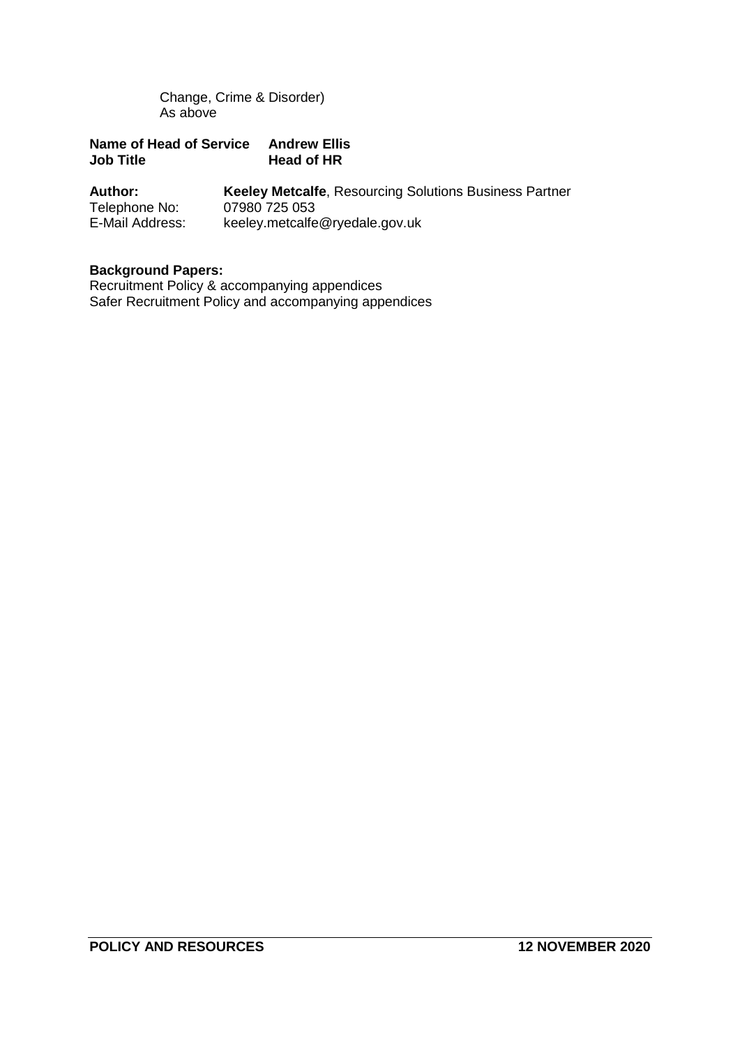Change, Crime & Disorder)
As above

**Name of Head of Service** **Andrew Ellis**
**Job Title** **Head of HR**

**Author:** **Keeley Metcalfe**, Resourcing Solutions Business Partner
Telephone No: 07980 725 053
E-Mail Address: keeley.metcalfe@ryedale.gov.uk

**Background Papers:**
Recruitment Policy & accompanying appendices
Safer Recruitment Policy and accompanying appendices